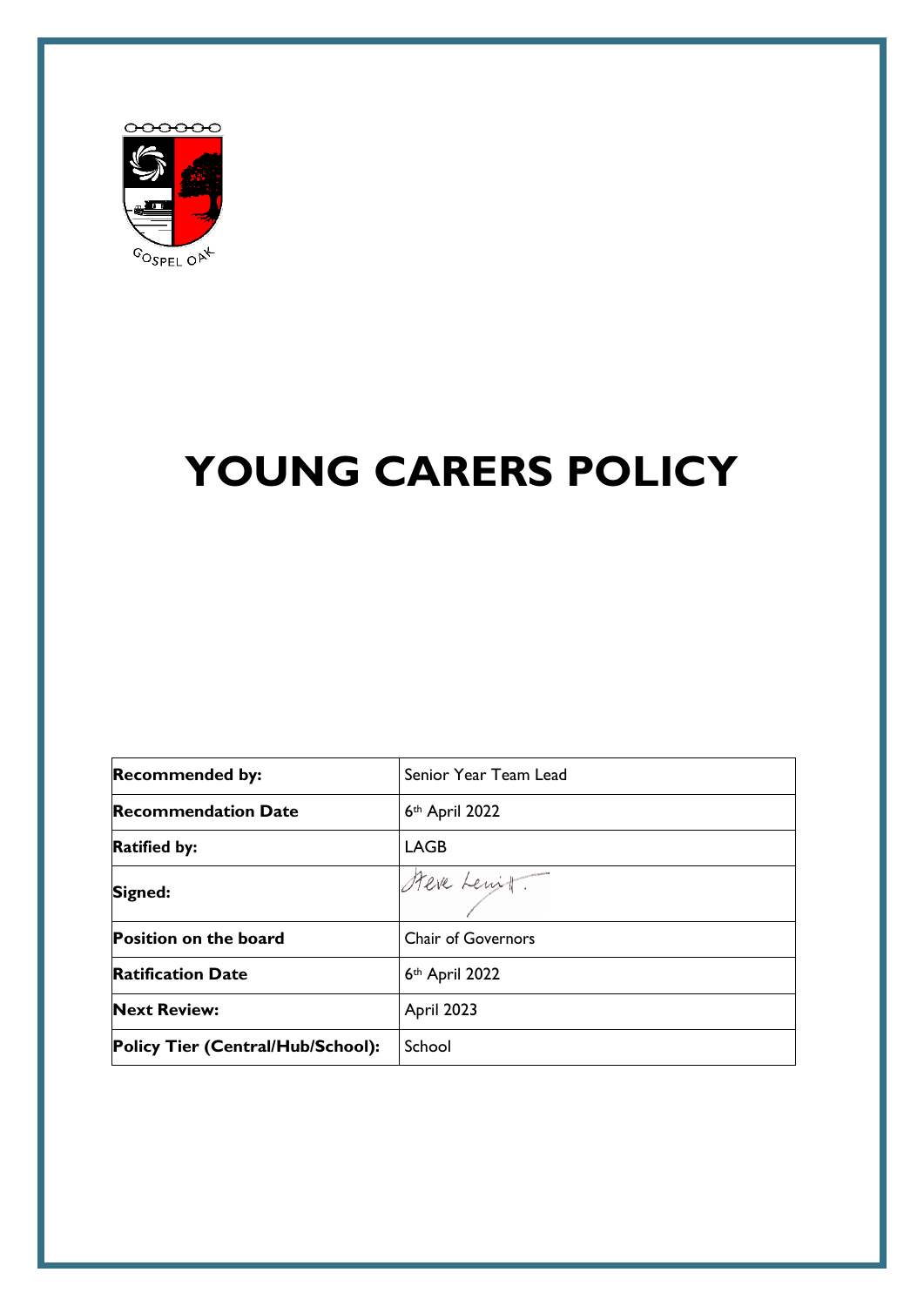GOSPEL OAK

# YOUNG CARERS POLICY

| | |
|---|---|
| **Recommended by:** | Senior Year Team Lead |
| **Recommendation Date** | 6th April 2022 |
| **Ratified by:** | LAGB |
| **Signed:** | Steve Lewitt. |
| **Position on the board** | Chair of Governors |
| **Ratification Date** | 6th April 2022 |
| **Next Review:** | April 2023 |
| **Policy Tier (Central/Hub/School):** | School |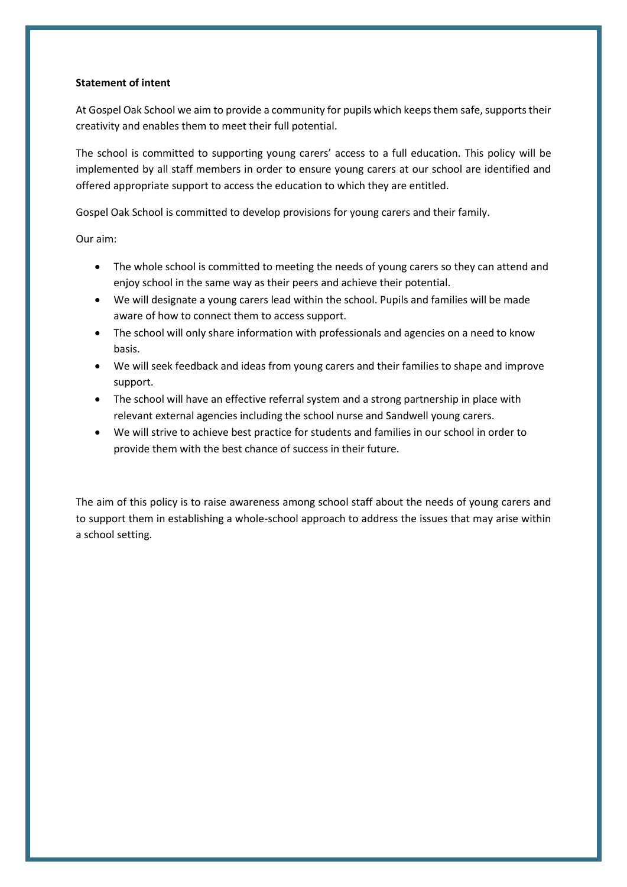**Statement of intent**

At Gospel Oak School we aim to provide a community for pupils which keeps them safe, supports their creativity and enables them to meet their full potential.

The school is committed to supporting young carers' access to a full education. This policy will be implemented by all staff members in order to ensure young carers at our school are identified and offered appropriate support to access the education to which they are entitled.

Gospel Oak School is committed to develop provisions for young carers and their family.

Our aim:

- The whole school is committed to meeting the needs of young carers so they can attend and enjoy school in the same way as their peers and achieve their potential.
- We will designate a young carers lead within the school. Pupils and families will be made aware of how to connect them to access support.
- The school will only share information with professionals and agencies on a need to know basis.
- We will seek feedback and ideas from young carers and their families to shape and improve support.
- The school will have an effective referral system and a strong partnership in place with relevant external agencies including the school nurse and Sandwell young carers.
- We will strive to achieve best practice for students and families in our school in order to provide them with the best chance of success in their future.

The aim of this policy is to raise awareness among school staff about the needs of young carers and to support them in establishing a whole-school approach to address the issues that may arise within a school setting.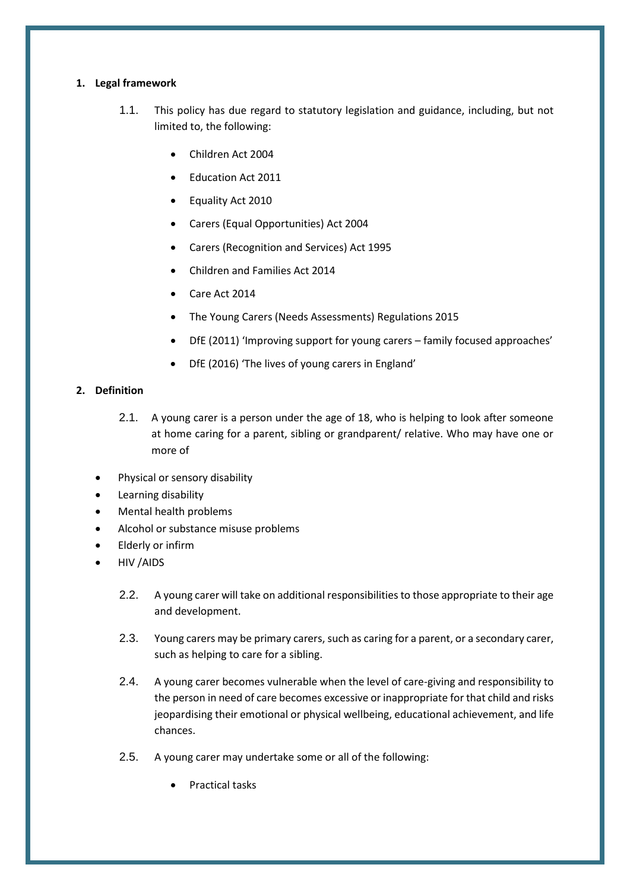## 1. Legal framework

1.1. This policy has due regard to statutory legislation and guidance, including, but not limited to, the following:

- Children Act 2004
- Education Act 2011
- Equality Act 2010
- Carers (Equal Opportunities) Act 2004
- Carers (Recognition and Services) Act 1995
- Children and Families Act 2014
- Care Act 2014
- The Young Carers (Needs Assessments) Regulations 2015
- DfE (2011) 'Improving support for young carers – family focused approaches'
- DfE (2016) 'The lives of young carers in England'

## 2. Definition

2.1. A young carer is a person under the age of 18, who is helping to look after someone at home caring for a parent, sibling or grandparent/ relative. Who may have one or more of

- Physical or sensory disability
- Learning disability
- Mental health problems
- Alcohol or substance misuse problems
- Elderly or infirm
- HIV /AIDS

2.2. A young carer will take on additional responsibilities to those appropriate to their age and development.

2.3. Young carers may be primary carers, such as caring for a parent, or a secondary carer, such as helping to care for a sibling.

2.4. A young carer becomes vulnerable when the level of care-giving and responsibility to the person in need of care becomes excessive or inappropriate for that child and risks jeopardising their emotional or physical wellbeing, educational achievement, and life chances.

2.5. A young carer may undertake some or all of the following:

- Practical tasks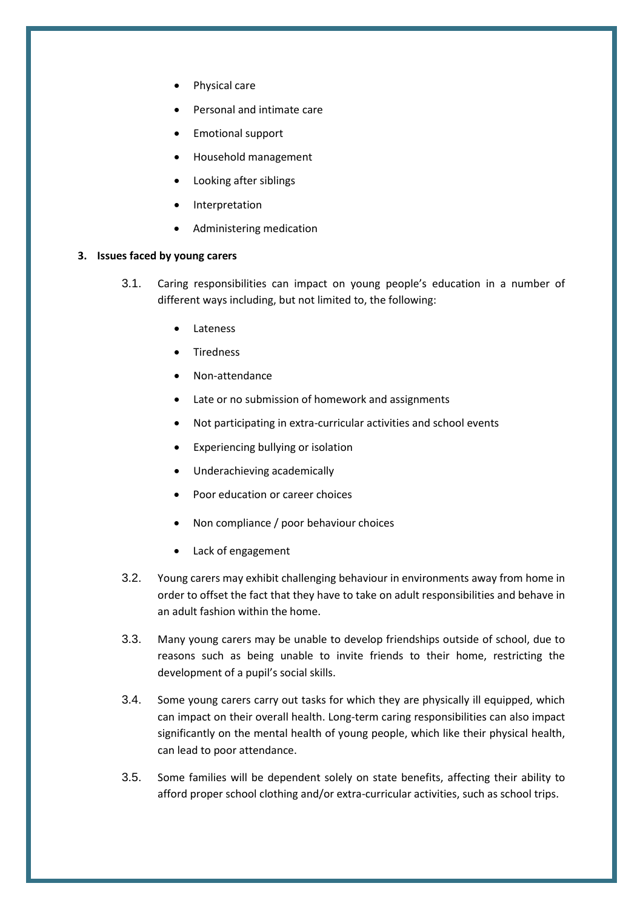- Physical care
- Personal and intimate care
- Emotional support
- Household management
- Looking after siblings
- Interpretation
- Administering medication

## 3. Issues faced by young carers

3.1. Caring responsibilities can impact on young people's education in a number of different ways including, but not limited to, the following:

- Lateness
- Tiredness
- Non-attendance
- Late or no submission of homework and assignments
- Not participating in extra-curricular activities and school events
- Experiencing bullying or isolation
- Underachieving academically
- Poor education or career choices
- Non compliance / poor behaviour choices
- Lack of engagement

3.2. Young carers may exhibit challenging behaviour in environments away from home in order to offset the fact that they have to take on adult responsibilities and behave in an adult fashion within the home.

3.3. Many young carers may be unable to develop friendships outside of school, due to reasons such as being unable to invite friends to their home, restricting the development of a pupil's social skills.

3.4. Some young carers carry out tasks for which they are physically ill equipped, which can impact on their overall health. Long-term caring responsibilities can also impact significantly on the mental health of young people, which like their physical health, can lead to poor attendance.

3.5. Some families will be dependent solely on state benefits, affecting their ability to afford proper school clothing and/or extra-curricular activities, such as school trips.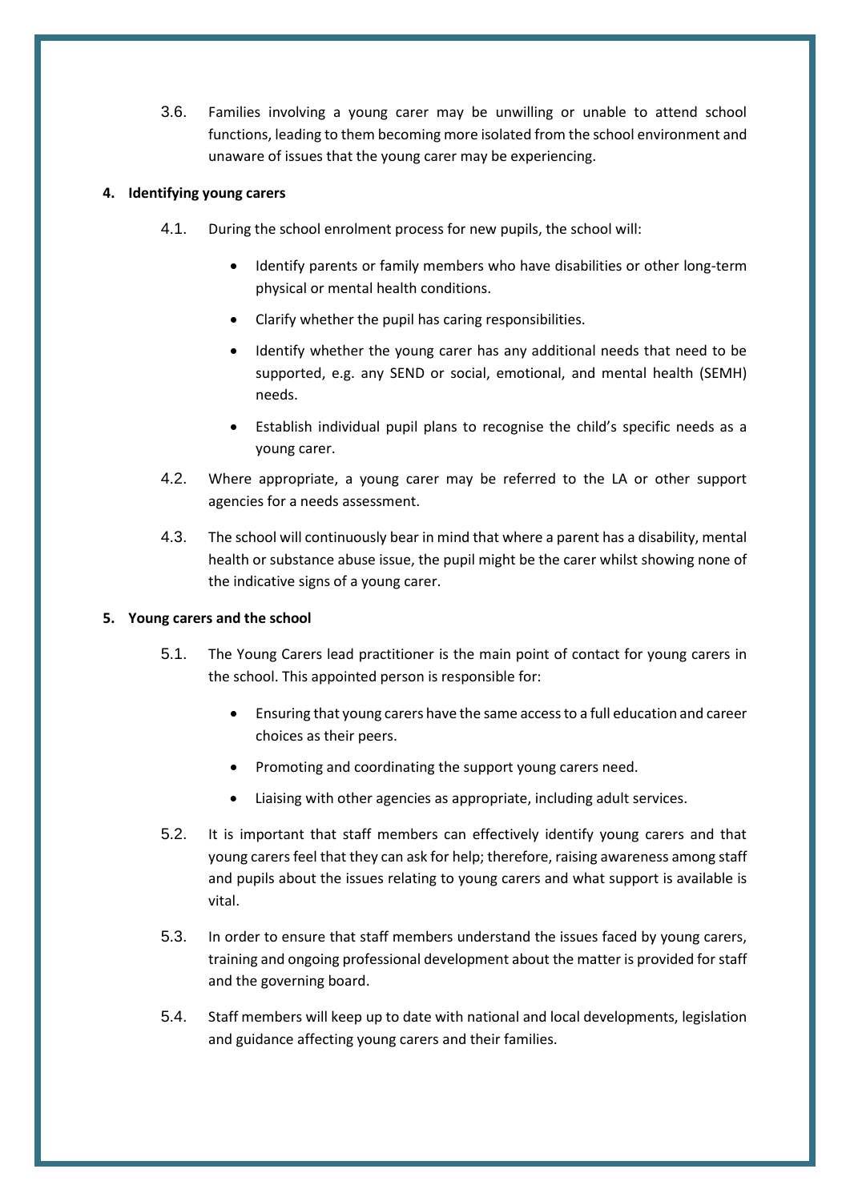3.6. Families involving a young carer may be unwilling or unable to attend school functions, leading to them becoming more isolated from the school environment and unaware of issues that the young carer may be experiencing.

**4. Identifying young carers**

4.1. During the school enrolment process for new pupils, the school will:

- Identify parents or family members who have disabilities or other long-term physical or mental health conditions.
- Clarify whether the pupil has caring responsibilities.
- Identify whether the young carer has any additional needs that need to be supported, e.g. any SEND or social, emotional, and mental health (SEMH) needs.
- Establish individual pupil plans to recognise the child's specific needs as a young carer.

4.2. Where appropriate, a young carer may be referred to the LA or other support agencies for a needs assessment.

4.3. The school will continuously bear in mind that where a parent has a disability, mental health or substance abuse issue, the pupil might be the carer whilst showing none of the indicative signs of a young carer.

**5. Young carers and the school**

5.1. The Young Carers lead practitioner is the main point of contact for young carers in the school. This appointed person is responsible for:

- Ensuring that young carers have the same access to a full education and career choices as their peers.
- Promoting and coordinating the support young carers need.
- Liaising with other agencies as appropriate, including adult services.

5.2. It is important that staff members can effectively identify young carers and that young carers feel that they can ask for help; therefore, raising awareness among staff and pupils about the issues relating to young carers and what support is available is vital.

5.3. In order to ensure that staff members understand the issues faced by young carers, training and ongoing professional development about the matter is provided for staff and the governing board.

5.4. Staff members will keep up to date with national and local developments, legislation and guidance affecting young carers and their families.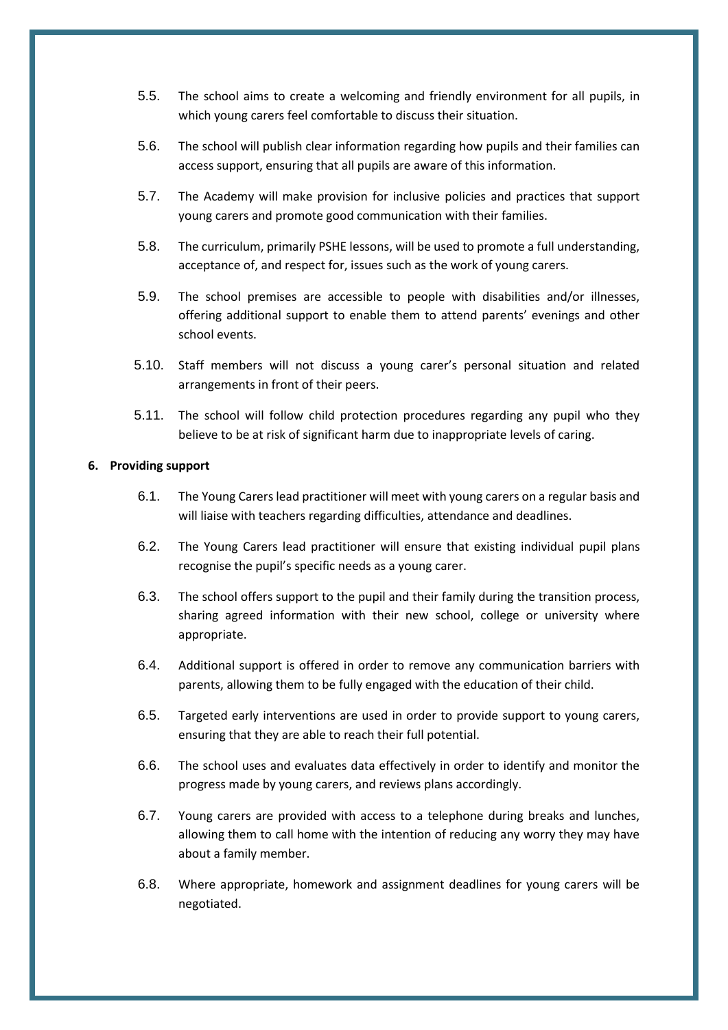5.5. The school aims to create a welcoming and friendly environment for all pupils, in which young carers feel comfortable to discuss their situation.

5.6. The school will publish clear information regarding how pupils and their families can access support, ensuring that all pupils are aware of this information.

5.7. The Academy will make provision for inclusive policies and practices that support young carers and promote good communication with their families.

5.8. The curriculum, primarily PSHE lessons, will be used to promote a full understanding, acceptance of, and respect for, issues such as the work of young carers.

5.9. The school premises are accessible to people with disabilities and/or illnesses, offering additional support to enable them to attend parents' evenings and other school events.

5.10. Staff members will not discuss a young carer's personal situation and related arrangements in front of their peers.

5.11. The school will follow child protection procedures regarding any pupil who they believe to be at risk of significant harm due to inappropriate levels of caring.

**6. Providing support**

6.1. The Young Carers lead practitioner will meet with young carers on a regular basis and will liaise with teachers regarding difficulties, attendance and deadlines.

6.2. The Young Carers lead practitioner will ensure that existing individual pupil plans recognise the pupil's specific needs as a young carer.

6.3. The school offers support to the pupil and their family during the transition process, sharing agreed information with their new school, college or university where appropriate.

6.4. Additional support is offered in order to remove any communication barriers with parents, allowing them to be fully engaged with the education of their child.

6.5. Targeted early interventions are used in order to provide support to young carers, ensuring that they are able to reach their full potential.

6.6. The school uses and evaluates data effectively in order to identify and monitor the progress made by young carers, and reviews plans accordingly.

6.7. Young carers are provided with access to a telephone during breaks and lunches, allowing them to call home with the intention of reducing any worry they may have about a family member.

6.8. Where appropriate, homework and assignment deadlines for young carers will be negotiated.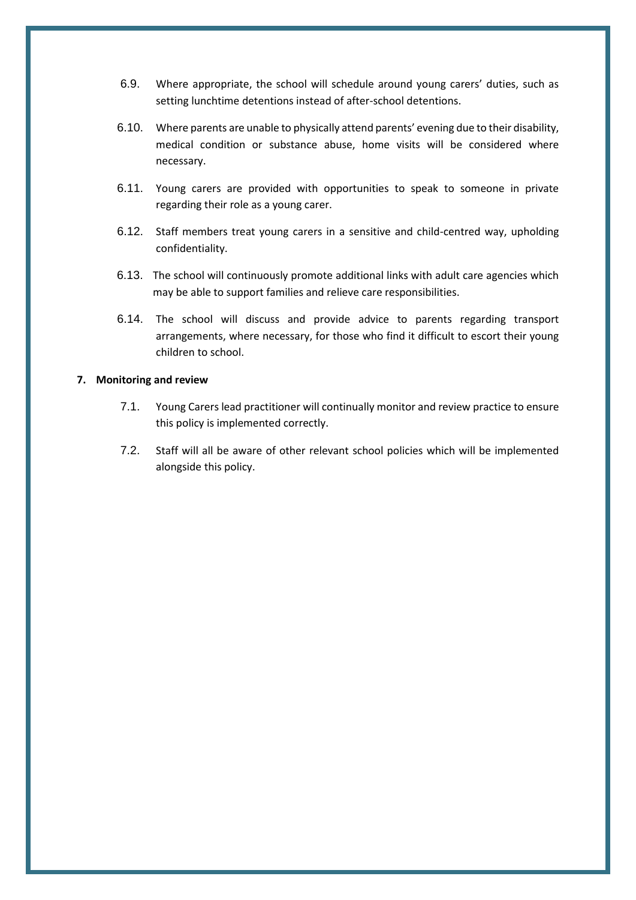6.9. Where appropriate, the school will schedule around young carers' duties, such as setting lunchtime detentions instead of after-school detentions.

6.10. Where parents are unable to physically attend parents' evening due to their disability, medical condition or substance abuse, home visits will be considered where necessary.

6.11. Young carers are provided with opportunities to speak to someone in private regarding their role as a young carer.

6.12. Staff members treat young carers in a sensitive and child-centred way, upholding confidentiality.

6.13. The school will continuously promote additional links with adult care agencies which may be able to support families and relieve care responsibilities.

6.14. The school will discuss and provide advice to parents regarding transport arrangements, where necessary, for those who find it difficult to escort their young children to school.

**7. Monitoring and review**

7.1. Young Carers lead practitioner will continually monitor and review practice to ensure this policy is implemented correctly.

7.2. Staff will all be aware of other relevant school policies which will be implemented alongside this policy.